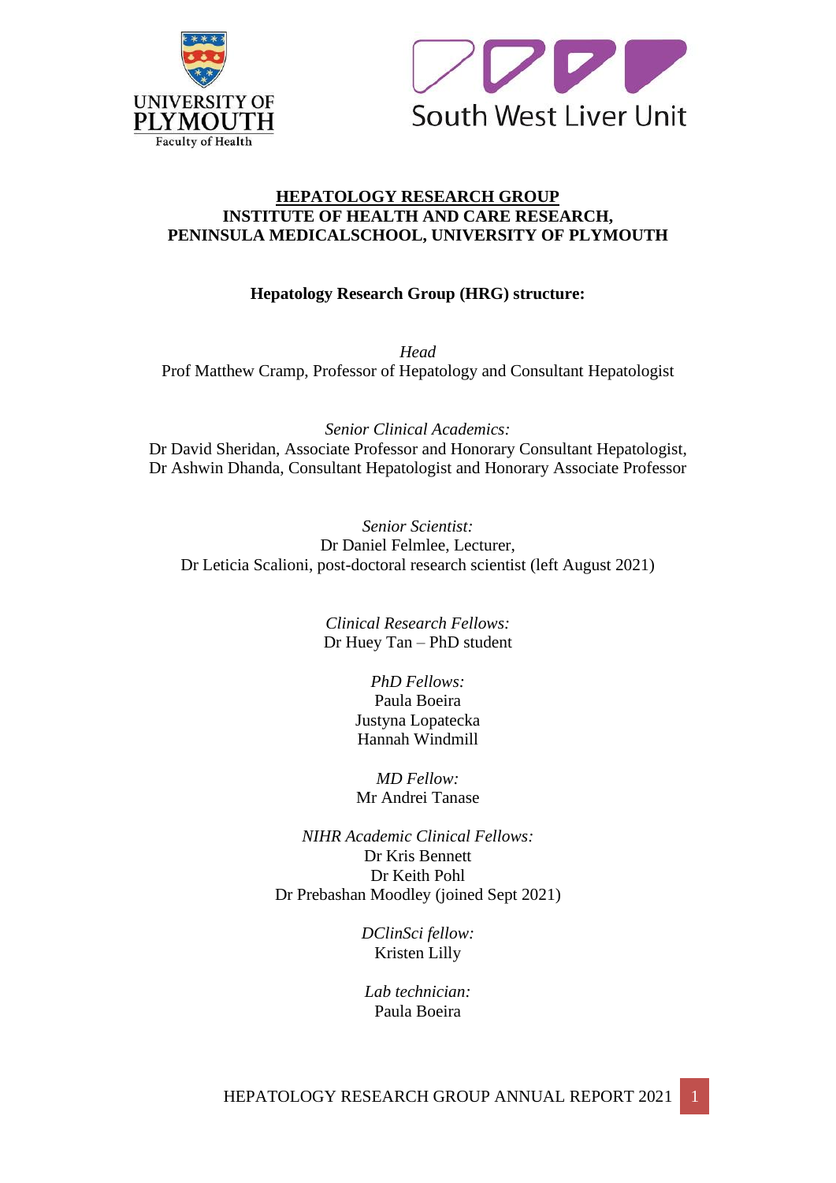UNIVERSITY OF PLYMOUTH
Faculty of Health

South West Liver Unit

# HEPATOLOGY RESEARCH GROUP
## INSTITUTE OF HEALTH AND CARE RESEARCH, PENINSULA MEDICALSCHOOL, UNIVERSITY OF PLYMOUTH

**Hepatology Research Group (HRG) structure:**

*Head*
Prof Matthew Cramp, Professor of Hepatology and Consultant Hepatologist

*Senior Clinical Academics:*
Dr David Sheridan, Associate Professor and Honorary Consultant Hepatologist,
Dr Ashwin Dhanda, Consultant Hepatologist and Honorary Associate Professor

*Senior Scientist:*
Dr Daniel Felmlee, Lecturer,
Dr Leticia Scalioni, post-doctoral research scientist (left August 2021)

*Clinical Research Fellows:*
Dr Huey Tan – PhD student

*PhD Fellows:*
Paula Boeira
Justyna Lopatecka
Hannah Windmill

*MD Fellow:*
Mr Andrei Tanase

*NIHR Academic Clinical Fellows:*
Dr Kris Bennett
Dr Keith Pohl
Dr Prebashan Moodley (joined Sept 2021)

*DClinSci fellow:*
Kristen Lilly

*Lab technician:*
Paula Boeira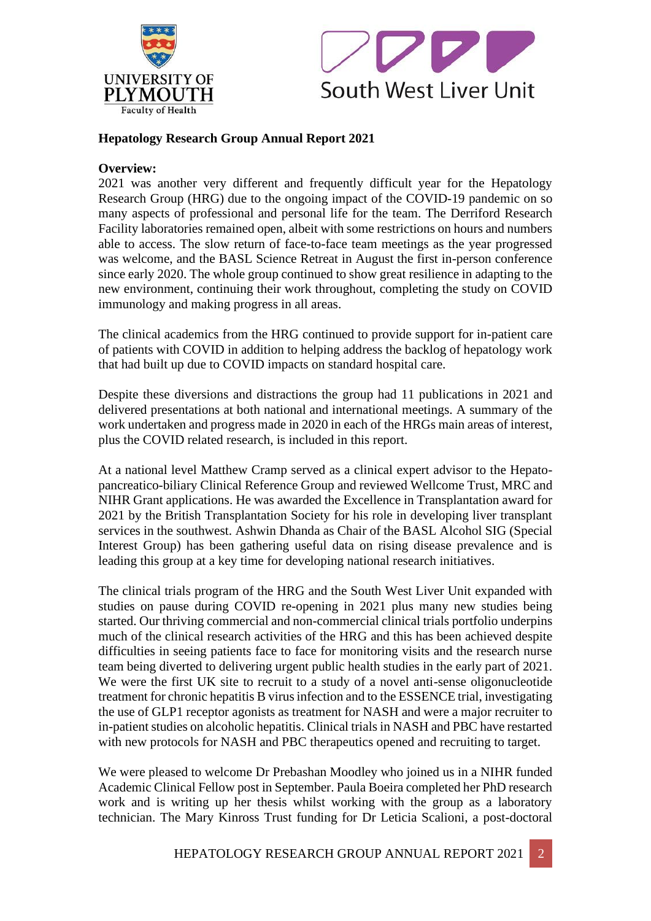**Hepatology Research Group Annual Report 2021**

**Overview:**

2021 was another very different and frequently difficult year for the Hepatology Research Group (HRG) due to the ongoing impact of the COVID-19 pandemic on so many aspects of professional and personal life for the team. The Derriford Research Facility laboratories remained open, albeit with some restrictions on hours and numbers able to access. The slow return of face-to-face team meetings as the year progressed was welcome, and the BASL Science Retreat in August the first in-person conference since early 2020. The whole group continued to show great resilience in adapting to the new environment, continuing their work throughout, completing the study on COVID immunology and making progress in all areas.

The clinical academics from the HRG continued to provide support for in-patient care of patients with COVID in addition to helping address the backlog of hepatology work that had built up due to COVID impacts on standard hospital care.

Despite these diversions and distractions the group had 11 publications in 2021 and delivered presentations at both national and international meetings. A summary of the work undertaken and progress made in 2020 in each of the HRGs main areas of interest, plus the COVID related research, is included in this report.

At a national level Matthew Cramp served as a clinical expert advisor to the Hepato-pancreatico-biliary Clinical Reference Group and reviewed Wellcome Trust, MRC and NIHR Grant applications. He was awarded the Excellence in Transplantation award for 2021 by the British Transplantation Society for his role in developing liver transplant services in the southwest. Ashwin Dhanda as Chair of the BASL Alcohol SIG (Special Interest Group) has been gathering useful data on rising disease prevalence and is leading this group at a key time for developing national research initiatives.

The clinical trials program of the HRG and the South West Liver Unit expanded with studies on pause during COVID re-opening in 2021 plus many new studies being started. Our thriving commercial and non-commercial clinical trials portfolio underpins much of the clinical research activities of the HRG and this has been achieved despite difficulties in seeing patients face to face for monitoring visits and the research nurse team being diverted to delivering urgent public health studies in the early part of 2021. We were the first UK site to recruit to a study of a novel anti-sense oligonucleotide treatment for chronic hepatitis B virus infection and to the ESSENCE trial, investigating the use of GLP1 receptor agonists as treatment for NASH and were a major recruiter to in-patient studies on alcoholic hepatitis. Clinical trials in NASH and PBC have restarted with new protocols for NASH and PBC therapeutics opened and recruiting to target.

We were pleased to welcome Dr Prebashan Moodley who joined us in a NIHR funded Academic Clinical Fellow post in September. Paula Boeira completed her PhD research work and is writing up her thesis whilst working with the group as a laboratory technician. The Mary Kinross Trust funding for Dr Leticia Scalioni, a post-doctoral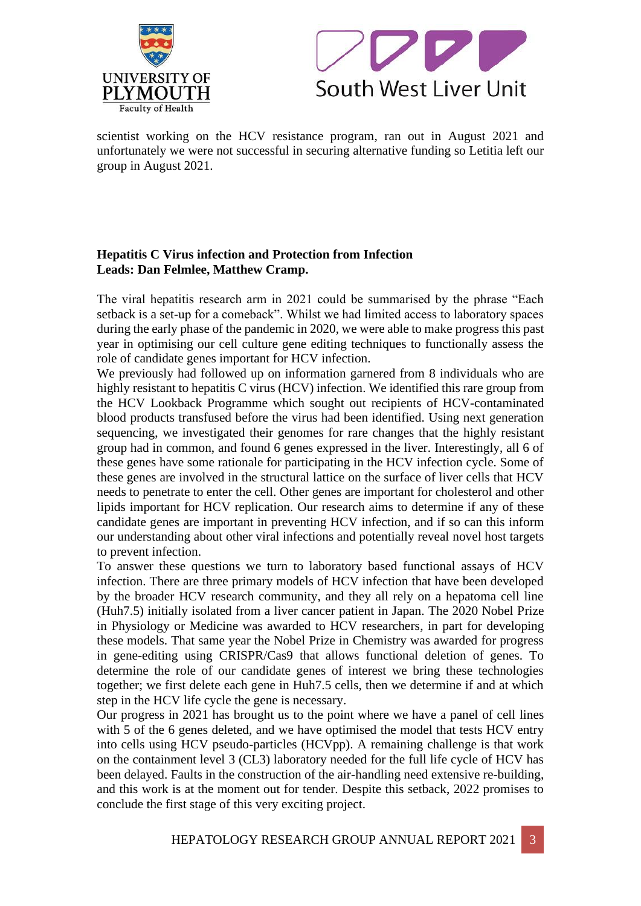scientist working on the HCV resistance program, ran out in August 2021 and unfortunately we were not successful in securing alternative funding so Letitia left our group in August 2021.

**Hepatitis C Virus infection and Protection from Infection**
**Leads: Dan Felmlee, Matthew Cramp.**

The viral hepatitis research arm in 2021 could be summarised by the phrase "Each setback is a set-up for a comeback". Whilst we had limited access to laboratory spaces during the early phase of the pandemic in 2020, we were able to make progress this past year in optimising our cell culture gene editing techniques to functionally assess the role of candidate genes important for HCV infection.

We previously had followed up on information garnered from 8 individuals who are highly resistant to hepatitis C virus (HCV) infection. We identified this rare group from the HCV Lookback Programme which sought out recipients of HCV-contaminated blood products transfused before the virus had been identified. Using next generation sequencing, we investigated their genomes for rare changes that the highly resistant group had in common, and found 6 genes expressed in the liver. Interestingly, all 6 of these genes have some rationale for participating in the HCV infection cycle. Some of these genes are involved in the structural lattice on the surface of liver cells that HCV needs to penetrate to enter the cell. Other genes are important for cholesterol and other lipids important for HCV replication. Our research aims to determine if any of these candidate genes are important in preventing HCV infection, and if so can this inform our understanding about other viral infections and potentially reveal novel host targets to prevent infection.

To answer these questions we turn to laboratory based functional assays of HCV infection. There are three primary models of HCV infection that have been developed by the broader HCV research community, and they all rely on a hepatoma cell line (Huh7.5) initially isolated from a liver cancer patient in Japan. The 2020 Nobel Prize in Physiology or Medicine was awarded to HCV researchers, in part for developing these models. That same year the Nobel Prize in Chemistry was awarded for progress in gene-editing using CRISPR/Cas9 that allows functional deletion of genes. To determine the role of our candidate genes of interest we bring these technologies together; we first delete each gene in Huh7.5 cells, then we determine if and at which step in the HCV life cycle the gene is necessary.

Our progress in 2021 has brought us to the point where we have a panel of cell lines with 5 of the 6 genes deleted, and we have optimised the model that tests HCV entry into cells using HCV pseudo-particles (HCVpp). A remaining challenge is that work on the containment level 3 (CL3) laboratory needed for the full life cycle of HCV has been delayed. Faults in the construction of the air-handling need extensive re-building, and this work is at the moment out for tender. Despite this setback, 2022 promises to conclude the first stage of this very exciting project.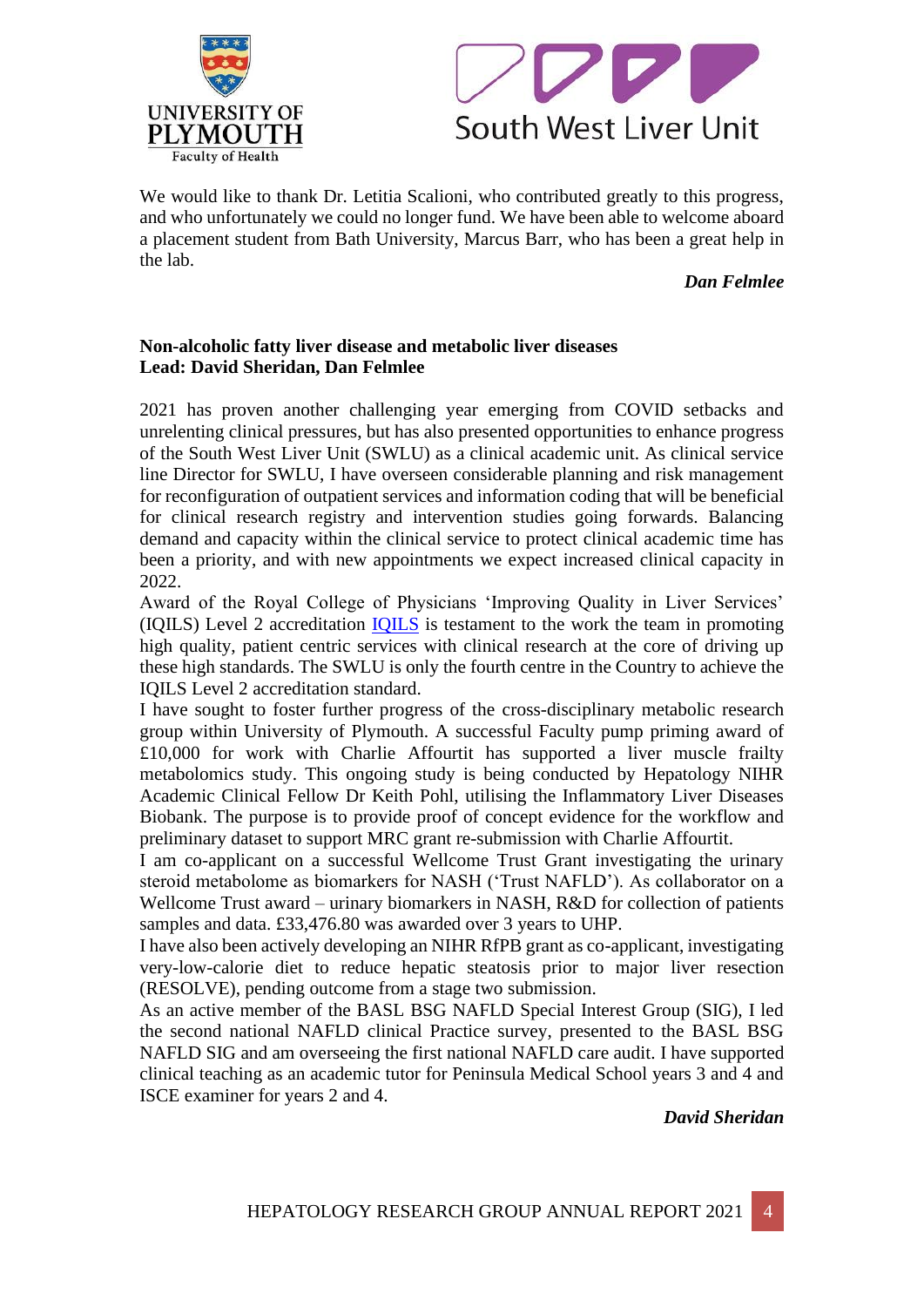We would like to thank Dr. Letitia Scalioni, who contributed greatly to this progress, and who unfortunately we could no longer fund. We have been able to welcome aboard a placement student from Bath University, Marcus Barr, who has been a great help in the lab.

***Dan Felmlee***

**Non-alcoholic fatty liver disease and metabolic liver diseases**
**Lead: David Sheridan, Dan Felmlee**

2021 has proven another challenging year emerging from COVID setbacks and unrelenting clinical pressures, but has also presented opportunities to enhance progress of the South West Liver Unit (SWLU) as a clinical academic unit. As clinical service line Director for SWLU, I have overseen considerable planning and risk management for reconfiguration of outpatient services and information coding that will be beneficial for clinical research registry and intervention studies going forwards. Balancing demand and capacity within the clinical service to protect clinical academic time has been a priority, and with new appointments we expect increased clinical capacity in 2022.

Award of the Royal College of Physicians 'Improving Quality in Liver Services' (IQILS) Level 2 accreditation IQILS is testament to the work the team in promoting high quality, patient centric services with clinical research at the core of driving up these high standards. The SWLU is only the fourth centre in the Country to achieve the IQILS Level 2 accreditation standard.

I have sought to foster further progress of the cross-disciplinary metabolic research group within University of Plymouth. A successful Faculty pump priming award of £10,000 for work with Charlie Affourtit has supported a liver muscle frailty metabolomics study. This ongoing study is being conducted by Hepatology NIHR Academic Clinical Fellow Dr Keith Pohl, utilising the Inflammatory Liver Diseases Biobank. The purpose is to provide proof of concept evidence for the workflow and preliminary dataset to support MRC grant re-submission with Charlie Affourtit.

I am co-applicant on a successful Wellcome Trust Grant investigating the urinary steroid metabolome as biomarkers for NASH ('Trust NAFLD'). As collaborator on a Wellcome Trust award – urinary biomarkers in NASH, R&D for collection of patients samples and data. £33,476.80 was awarded over 3 years to UHP.

I have also been actively developing an NIHR RfPB grant as co-applicant, investigating very-low-calorie diet to reduce hepatic steatosis prior to major liver resection (RESOLVE), pending outcome from a stage two submission.

As an active member of the BASL BSG NAFLD Special Interest Group (SIG), I led the second national NAFLD clinical Practice survey, presented to the BASL BSG NAFLD SIG and am overseeing the first national NAFLD care audit. I have supported clinical teaching as an academic tutor for Peninsula Medical School years 3 and 4 and ISCE examiner for years 2 and 4.

***David Sheridan***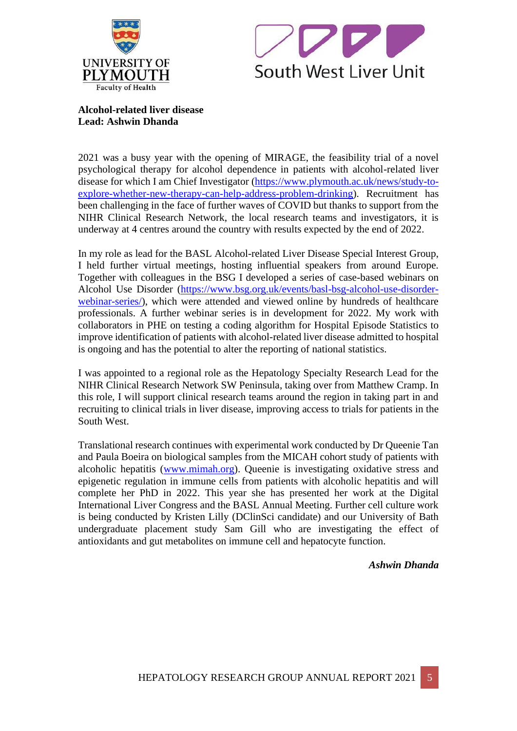**Alcohol-related liver disease**
**Lead: Ashwin Dhanda**

2021 was a busy year with the opening of MIRAGE, the feasibility trial of a novel psychological therapy for alcohol dependence in patients with alcohol-related liver disease for which I am Chief Investigator (https://www.plymouth.ac.uk/news/study-to-explore-whether-new-therapy-can-help-address-problem-drinking). Recruitment has been challenging in the face of further waves of COVID but thanks to support from the NIHR Clinical Research Network, the local research teams and investigators, it is underway at 4 centres around the country with results expected by the end of 2022.

In my role as lead for the BASL Alcohol-related Liver Disease Special Interest Group, I held further virtual meetings, hosting influential speakers from around Europe. Together with colleagues in the BSG I developed a series of case-based webinars on Alcohol Use Disorder (https://www.bsg.org.uk/events/basl-bsg-alcohol-use-disorder-webinar-series/), which were attended and viewed online by hundreds of healthcare professionals. A further webinar series is in development for 2022. My work with collaborators in PHE on testing a coding algorithm for Hospital Episode Statistics to improve identification of patients with alcohol-related liver disease admitted to hospital is ongoing and has the potential to alter the reporting of national statistics.

I was appointed to a regional role as the Hepatology Specialty Research Lead for the NIHR Clinical Research Network SW Peninsula, taking over from Matthew Cramp. In this role, I will support clinical research teams around the region in taking part in and recruiting to clinical trials in liver disease, improving access to trials for patients in the South West.

Translational research continues with experimental work conducted by Dr Queenie Tan and Paula Boeira on biological samples from the MICAH cohort study of patients with alcoholic hepatitis (www.mimah.org). Queenie is investigating oxidative stress and epigenetic regulation in immune cells from patients with alcoholic hepatitis and will complete her PhD in 2022. This year she has presented her work at the Digital International Liver Congress and the BASL Annual Meeting. Further cell culture work is being conducted by Kristen Lilly (DClinSci candidate) and our University of Bath undergraduate placement study Sam Gill who are investigating the effect of antioxidants and gut metabolites on immune cell and hepatocyte function.

***Ashwin Dhanda***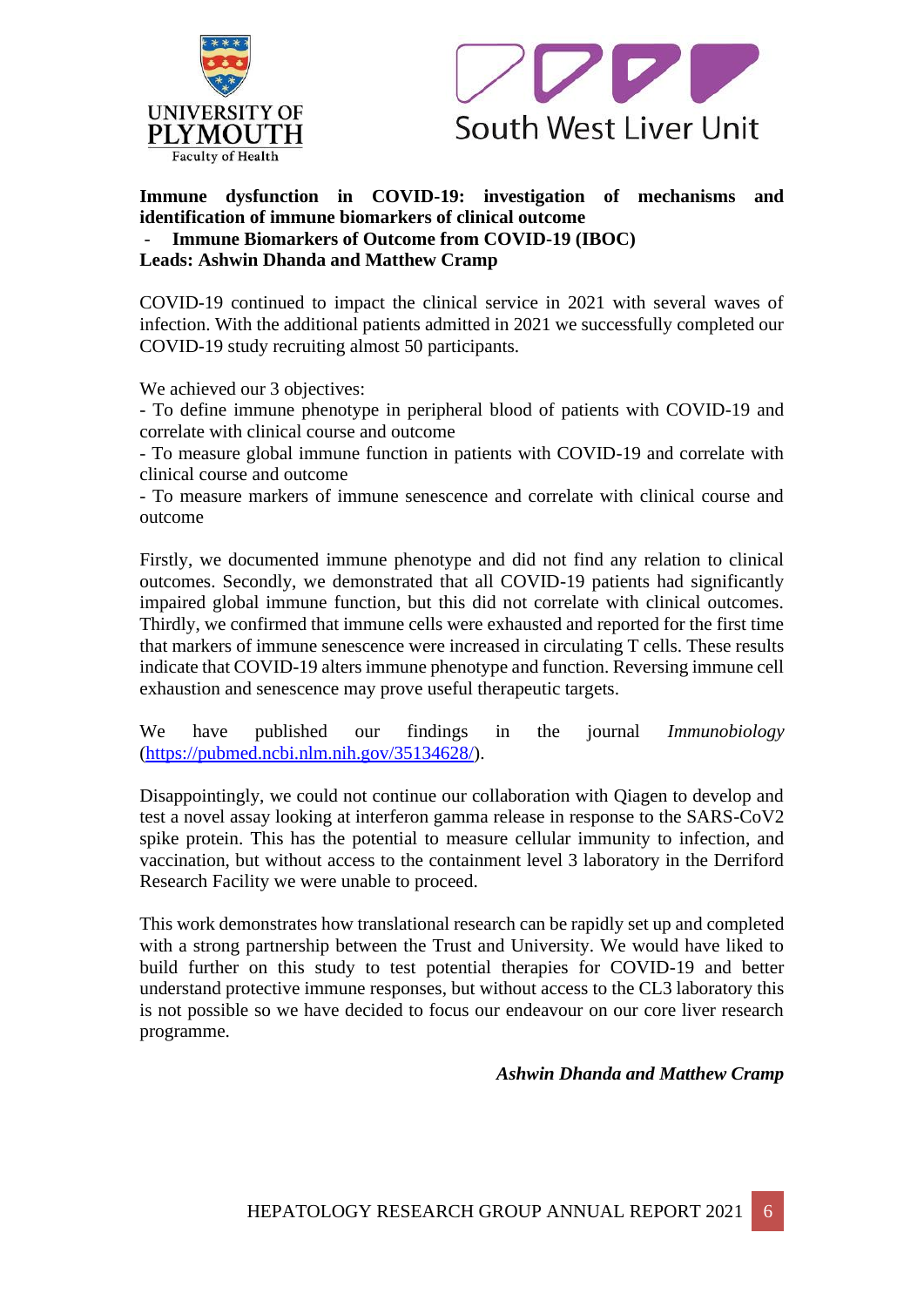**Immune dysfunction in COVID-19: investigation of mechanisms and identification of immune biomarkers of clinical outcome**

- **Immune Biomarkers of Outcome from COVID-19 (IBOC)**

**Leads: Ashwin Dhanda and Matthew Cramp**

COVID-19 continued to impact the clinical service in 2021 with several waves of infection. With the additional patients admitted in 2021 we successfully completed our COVID-19 study recruiting almost 50 participants.

We achieved our 3 objectives:

- To define immune phenotype in peripheral blood of patients with COVID-19 and correlate with clinical course and outcome
- To measure global immune function in patients with COVID-19 and correlate with clinical course and outcome
- To measure markers of immune senescence and correlate with clinical course and outcome

Firstly, we documented immune phenotype and did not find any relation to clinical outcomes. Secondly, we demonstrated that all COVID-19 patients had significantly impaired global immune function, but this did not correlate with clinical outcomes. Thirdly, we confirmed that immune cells were exhausted and reported for the first time that markers of immune senescence were increased in circulating T cells. These results indicate that COVID-19 alters immune phenotype and function. Reversing immune cell exhaustion and senescence may prove useful therapeutic targets.

We have published our findings in the journal *Immunobiology* (https://pubmed.ncbi.nlm.nih.gov/35134628/).

Disappointingly, we could not continue our collaboration with Qiagen to develop and test a novel assay looking at interferon gamma release in response to the SARS-CoV2 spike protein. This has the potential to measure cellular immunity to infection, and vaccination, but without access to the containment level 3 laboratory in the Derriford Research Facility we were unable to proceed.

This work demonstrates how translational research can be rapidly set up and completed with a strong partnership between the Trust and University. We would have liked to build further on this study to test potential therapies for COVID-19 and better understand protective immune responses, but without access to the CL3 laboratory this is not possible so we have decided to focus our endeavour on our core liver research programme.

***Ashwin Dhanda and Matthew Cramp***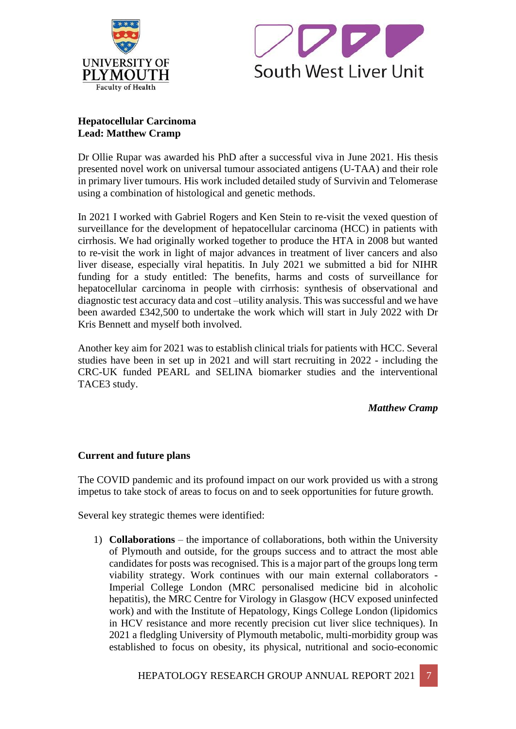**Hepatocellular Carcinoma**
**Lead: Matthew Cramp**

Dr Ollie Rupar was awarded his PhD after a successful viva in June 2021. His thesis presented novel work on universal tumour associated antigens (U-TAA) and their role in primary liver tumours. His work included detailed study of Survivin and Telomerase using a combination of histological and genetic methods.

In 2021 I worked with Gabriel Rogers and Ken Stein to re-visit the vexed question of surveillance for the development of hepatocellular carcinoma (HCC) in patients with cirrhosis. We had originally worked together to produce the HTA in 2008 but wanted to re-visit the work in light of major advances in treatment of liver cancers and also liver disease, especially viral hepatitis. In July 2021 we submitted a bid for NIHR funding for a study entitled: The benefits, harms and costs of surveillance for hepatocellular carcinoma in people with cirrhosis: synthesis of observational and diagnostic test accuracy data and cost –utility analysis. This was successful and we have been awarded £342,500 to undertake the work which will start in July 2022 with Dr Kris Bennett and myself both involved.

Another key aim for 2021 was to establish clinical trials for patients with HCC. Several studies have been in set up in 2021 and will start recruiting in 2022 - including the CRC-UK funded PEARL and SELINA biomarker studies and the interventional TACE3 study.

***Matthew Cramp***

**Current and future plans**

The COVID pandemic and its profound impact on our work provided us with a strong impetus to take stock of areas to focus on and to seek opportunities for future growth.

Several key strategic themes were identified:

1) **Collaborations** – the importance of collaborations, both within the University of Plymouth and outside, for the groups success and to attract the most able candidates for posts was recognised. This is a major part of the groups long term viability strategy. Work continues with our main external collaborators - Imperial College London (MRC personalised medicine bid in alcoholic hepatitis), the MRC Centre for Virology in Glasgow (HCV exposed uninfected work) and with the Institute of Hepatology, Kings College London (lipidomics in HCV resistance and more recently precision cut liver slice techniques). In 2021 a fledgling University of Plymouth metabolic, multi-morbidity group was established to focus on obesity, its physical, nutritional and socio-economic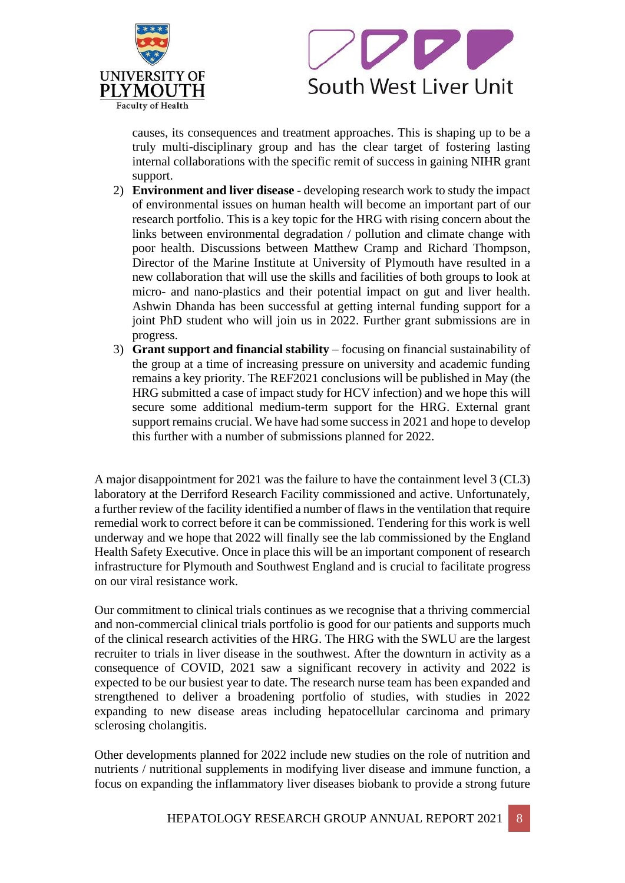causes, its consequences and treatment approaches. This is shaping up to be a truly multi-disciplinary group and has the clear target of fostering lasting internal collaborations with the specific remit of success in gaining NIHR grant support.

2) **Environment and liver disease** - developing research work to study the impact of environmental issues on human health will become an important part of our research portfolio. This is a key topic for the HRG with rising concern about the links between environmental degradation / pollution and climate change with poor health. Discussions between Matthew Cramp and Richard Thompson, Director of the Marine Institute at University of Plymouth have resulted in a new collaboration that will use the skills and facilities of both groups to look at micro- and nano-plastics and their potential impact on gut and liver health. Ashwin Dhanda has been successful at getting internal funding support for a joint PhD student who will join us in 2022. Further grant submissions are in progress.
3) **Grant support and financial stability** – focusing on financial sustainability of the group at a time of increasing pressure on university and academic funding remains a key priority. The REF2021 conclusions will be published in May (the HRG submitted a case of impact study for HCV infection) and we hope this will secure some additional medium-term support for the HRG. External grant support remains crucial. We have had some success in 2021 and hope to develop this further with a number of submissions planned for 2022.

A major disappointment for 2021 was the failure to have the containment level 3 (CL3) laboratory at the Derriford Research Facility commissioned and active. Unfortunately, a further review of the facility identified a number of flaws in the ventilation that require remedial work to correct before it can be commissioned. Tendering for this work is well underway and we hope that 2022 will finally see the lab commissioned by the England Health Safety Executive. Once in place this will be an important component of research infrastructure for Plymouth and Southwest England and is crucial to facilitate progress on our viral resistance work.

Our commitment to clinical trials continues as we recognise that a thriving commercial and non-commercial clinical trials portfolio is good for our patients and supports much of the clinical research activities of the HRG. The HRG with the SWLU are the largest recruiter to trials in liver disease in the southwest. After the downturn in activity as a consequence of COVID, 2021 saw a significant recovery in activity and 2022 is expected to be our busiest year to date. The research nurse team has been expanded and strengthened to deliver a broadening portfolio of studies, with studies in 2022 expanding to new disease areas including hepatocellular carcinoma and primary sclerosing cholangitis.

Other developments planned for 2022 include new studies on the role of nutrition and nutrients / nutritional supplements in modifying liver disease and immune function, a focus on expanding the inflammatory liver diseases biobank to provide a strong future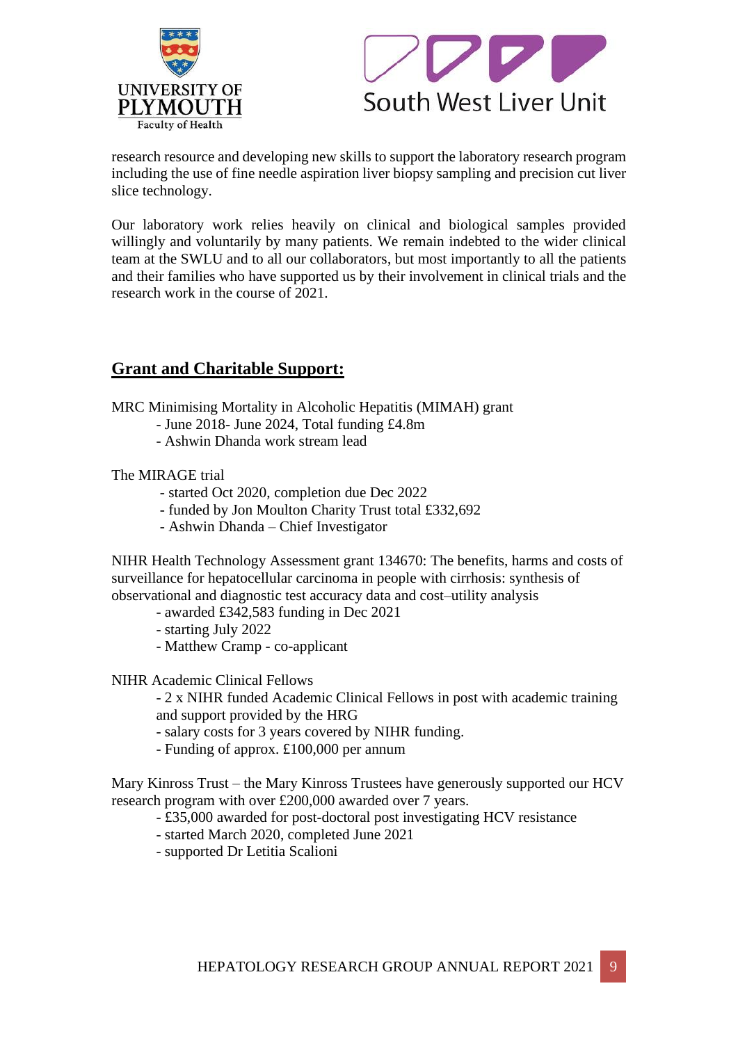research resource and developing new skills to support the laboratory research program including the use of fine needle aspiration liver biopsy sampling and precision cut liver slice technology.

Our laboratory work relies heavily on clinical and biological samples provided willingly and voluntarily by many patients. We remain indebted to the wider clinical team at the SWLU and to all our collaborators, but most importantly to all the patients and their families who have supported us by their involvement in clinical trials and the research work in the course of 2021.

## **Grant and Charitable Support:**

MRC Minimising Mortality in Alcoholic Hepatitis (MIMAH) grant

- June 2018- June 2024, Total funding £4.8m
- Ashwin Dhanda work stream lead

The MIRAGE trial

- started Oct 2020, completion due Dec 2022
- funded by Jon Moulton Charity Trust total £332,692
- Ashwin Dhanda – Chief Investigator

NIHR Health Technology Assessment grant 134670: The benefits, harms and costs of surveillance for hepatocellular carcinoma in people with cirrhosis: synthesis of observational and diagnostic test accuracy data and cost–utility analysis

- awarded £342,583 funding in Dec 2021
- starting July 2022
- Matthew Cramp - co-applicant

NIHR Academic Clinical Fellows

- 2 x NIHR funded Academic Clinical Fellows in post with academic training and support provided by the HRG
- salary costs for 3 years covered by NIHR funding.
- Funding of approx. £100,000 per annum

Mary Kinross Trust – the Mary Kinross Trustees have generously supported our HCV research program with over £200,000 awarded over 7 years.

- £35,000 awarded for post-doctoral post investigating HCV resistance
- started March 2020, completed June 2021
- supported Dr Letitia Scalioni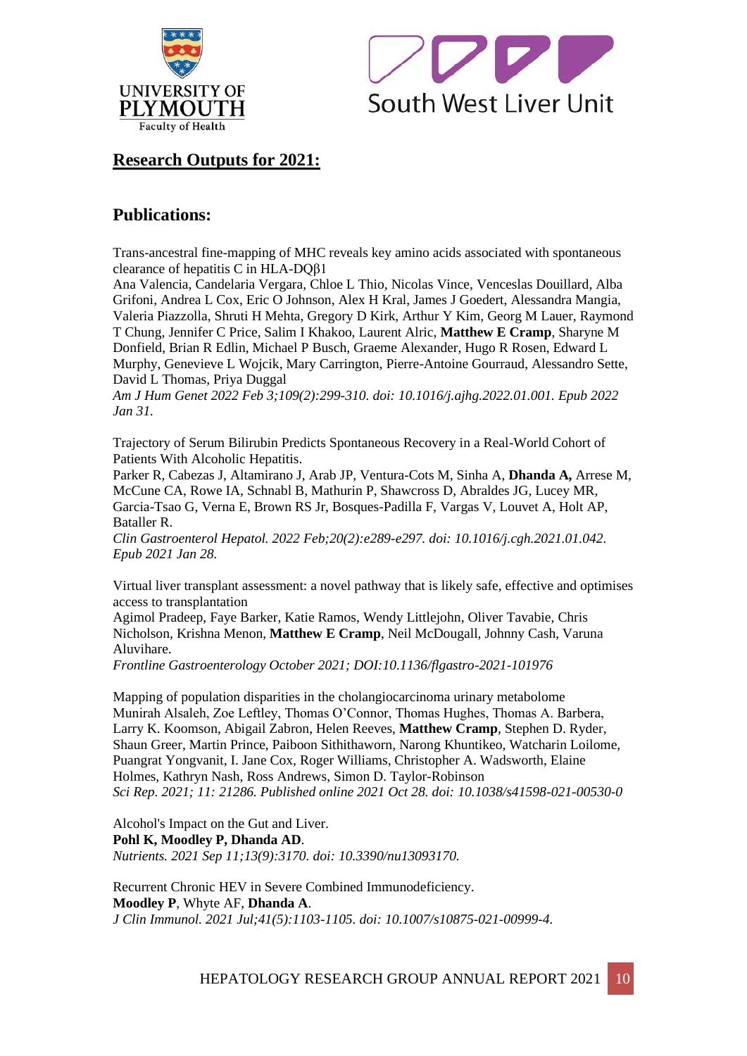UNIVERSITY OF PLYMOUTH
Faculty of Health

South West Liver Unit

## **Research Outputs for 2021:**

## Publications:

Trans-ancestral fine-mapping of MHC reveals key amino acids associated with spontaneous clearance of hepatitis C in HLA-DQβ1
Ana Valencia, Candelaria Vergara, Chloe L Thio, Nicolas Vince, Venceslas Douillard, Alba Grifoni, Andrea L Cox, Eric O Johnson, Alex H Kral, James J Goedert, Alessandra Mangia, Valeria Piazzolla, Shruti H Mehta, Gregory D Kirk, Arthur Y Kim, Georg M Lauer, Raymond T Chung, Jennifer C Price, Salim I Khakoo, Laurent Alric, **Matthew E Cramp**, Sharyne M Donfield, Brian R Edlin, Michael P Busch, Graeme Alexander, Hugo R Rosen, Edward L Murphy, Genevieve L Wojcik, Mary Carrington, Pierre-Antoine Gourraud, Alessandro Sette, David L Thomas, Priya Duggal
*Am J Hum Genet 2022 Feb 3;109(2):299-310. doi: 10.1016/j.ajhg.2022.01.001. Epub 2022 Jan 31.*

Trajectory of Serum Bilirubin Predicts Spontaneous Recovery in a Real-World Cohort of Patients With Alcoholic Hepatitis.
Parker R, Cabezas J, Altamirano J, Arab JP, Ventura-Cots M, Sinha A, **Dhanda A,** Arrese M, McCune CA, Rowe IA, Schnabl B, Mathurin P, Shawcross D, Abraldes JG, Lucey MR, Garcia-Tsao G, Verna E, Brown RS Jr, Bosques-Padilla F, Vargas V, Louvet A, Holt AP, Bataller R.
*Clin Gastroenterol Hepatol. 2022 Feb;20(2):e289-e297. doi: 10.1016/j.cgh.2021.01.042. Epub 2021 Jan 28.*

Virtual liver transplant assessment: a novel pathway that is likely safe, effective and optimises access to transplantation
Agimol Pradeep, Faye Barker, Katie Ramos, Wendy Littlejohn, Oliver Tavabie, Chris Nicholson, Krishna Menon, **Matthew E Cramp**, Neil McDougall, Johnny Cash, Varuna Aluvihare.
*Frontline Gastroenterology October 2021; DOI:10.1136/flgastro-2021-101976*

Mapping of population disparities in the cholangiocarcinoma urinary metabolome
Munirah Alsaleh, Zoe Leftley, Thomas O'Connor, Thomas Hughes, Thomas A. Barbera, Larry K. Koomson, Abigail Zabron, Helen Reeves, **Matthew Cramp**, Stephen D. Ryder, Shaun Greer, Martin Prince, Paiboon Sithithaworn, Narong Khuntikeo, Watcharin Loilome, Puangrat Yongvanit, I. Jane Cox, Roger Williams, Christopher A. Wadsworth, Elaine Holmes, Kathryn Nash, Ross Andrews, Simon D. Taylor-Robinson
*Sci Rep. 2021; 11: 21286. Published online 2021 Oct 28. doi: 10.1038/s41598-021-00530-0*

Alcohol's Impact on the Gut and Liver.
**Pohl K, Moodley P, Dhanda AD**.
*Nutrients. 2021 Sep 11;13(9):3170. doi: 10.3390/nu13093170.*

Recurrent Chronic HEV in Severe Combined Immunodeficiency.
**Moodley P**, Whyte AF, **Dhanda A**.
*J Clin Immunol. 2021 Jul;41(5):1103-1105. doi: 10.1007/s10875-021-00999-4.*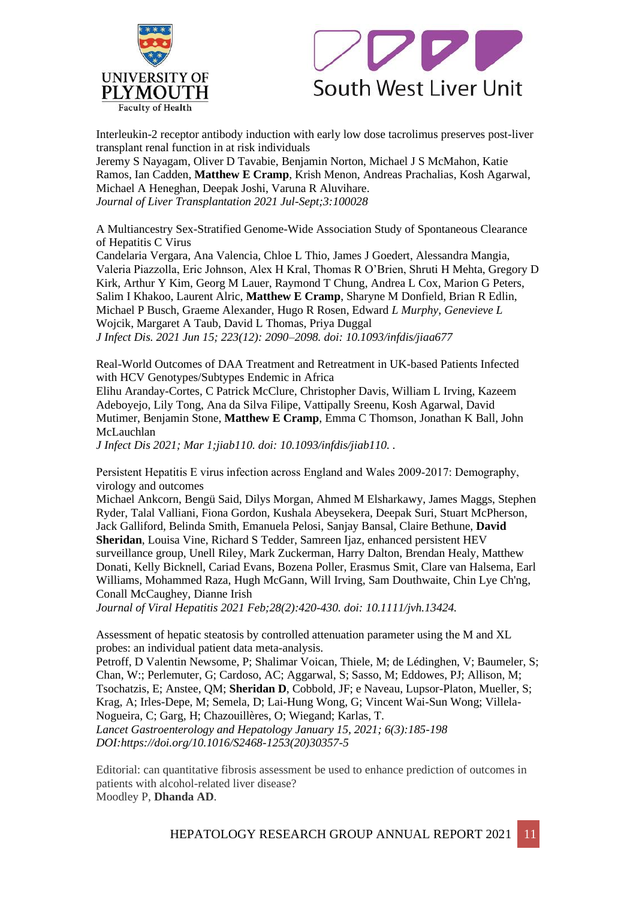Interleukin-2 receptor antibody induction with early low dose tacrolimus preserves post-liver transplant renal function in at risk individuals
Jeremy S Nayagam, Oliver D Tavabie, Benjamin Norton, Michael J S McMahon, Katie Ramos, Ian Cadden, **Matthew E Cramp**, Krish Menon, Andreas Prachalias, Kosh Agarwal, Michael A Heneghan, Deepak Joshi, Varuna R Aluvihare.
*Journal of Liver Transplantation 2021 Jul-Sept;3:100028*

A Multiancestry Sex-Stratified Genome-Wide Association Study of Spontaneous Clearance of Hepatitis C Virus
Candelaria Vergara, Ana Valencia, Chloe L Thio, James J Goedert, Alessandra Mangia, Valeria Piazzolla, Eric Johnson, Alex H Kral, Thomas R O'Brien, Shruti H Mehta, Gregory D Kirk, Arthur Y Kim, Georg M Lauer, Raymond T Chung, Andrea L Cox, Marion G Peters, Salim I Khakoo, Laurent Alric, **Matthew E Cramp**, Sharyne M Donfield, Brian R Edlin, Michael P Busch, Graeme Alexander, Hugo R Rosen, Edward *L Murphy, Genevieve L* Wojcik, Margaret A Taub, David L Thomas, Priya Duggal
*J Infect Dis. 2021 Jun 15; 223(12): 2090–2098. doi: 10.1093/infdis/jiaa677*

Real-World Outcomes of DAA Treatment and Retreatment in UK-based Patients Infected with HCV Genotypes/Subtypes Endemic in Africa
Elihu Aranday-Cortes, C Patrick McClure, Christopher Davis, William L Irving, Kazeem Adeboyejo, Lily Tong, Ana da Silva Filipe, Vattipally Sreenu, Kosh Agarwal, David Mutimer, Benjamin Stone, **Matthew E Cramp**, Emma C Thomson, Jonathan K Ball, John McLauchlan
*J Infect Dis 2021; Mar 1;jiab110. doi: 10.1093/infdis/jiab110. .*

Persistent Hepatitis E virus infection across England and Wales 2009-2017: Demography, virology and outcomes
Michael Ankcorn, Bengü Said, Dilys Morgan, Ahmed M Elsharkawy, James Maggs, Stephen Ryder, Talal Valliani, Fiona Gordon, Kushala Abeysekera, Deepak Suri, Stuart McPherson, Jack Galliford, Belinda Smith, Emanuela Pelosi, Sanjay Bansal, Claire Bethune, **David Sheridan**, Louisa Vine, Richard S Tedder, Samreen Ijaz, enhanced persistent HEV surveillance group, Unell Riley, Mark Zuckerman, Harry Dalton, Brendan Healy, Matthew Donati, Kelly Bicknell, Cariad Evans, Bozena Poller, Erasmus Smit, Clare van Halsema, Earl Williams, Mohammed Raza, Hugh McGann, Will Irving, Sam Douthwaite, Chin Lye Ch'ng, Conall McCaughey, Dianne Irish
*Journal of Viral Hepatitis 2021 Feb;28(2):420-430. doi: 10.1111/jvh.13424.*

Assessment of hepatic steatosis by controlled attenuation parameter using the M and XL probes: an individual patient data meta-analysis.
Petroff, D Valentin Newsome, P; Shalimar Voican, Thiele, M; de Lédinghen, V; Baumeler, S; Chan, W:; Perlemuter, G; Cardoso, AC; Aggarwal, S; Sasso, M; Eddowes, PJ; Allison, M; Tsochatzis, E; Anstee, QM; **Sheridan D**, Cobbold, JF; e Naveau, Lupsor-Platon, Mueller, S; Krag, A; Irles-Depe, M; Semela, D; Lai-Hung Wong, G; Vincent Wai-Sun Wong; Villela-Nogueira, C; Garg, H; Chazouillères, O; Wiegand; Karlas, T.
*Lancet Gastroenterology and Hepatology January 15, 2021; 6(3):185-198 DOI:https://doi.org/10.1016/S2468-1253(20)30357-5*

Editorial: can quantitative fibrosis assessment be used to enhance prediction of outcomes in patients with alcohol-related liver disease?
Moodley P, **Dhanda AD**.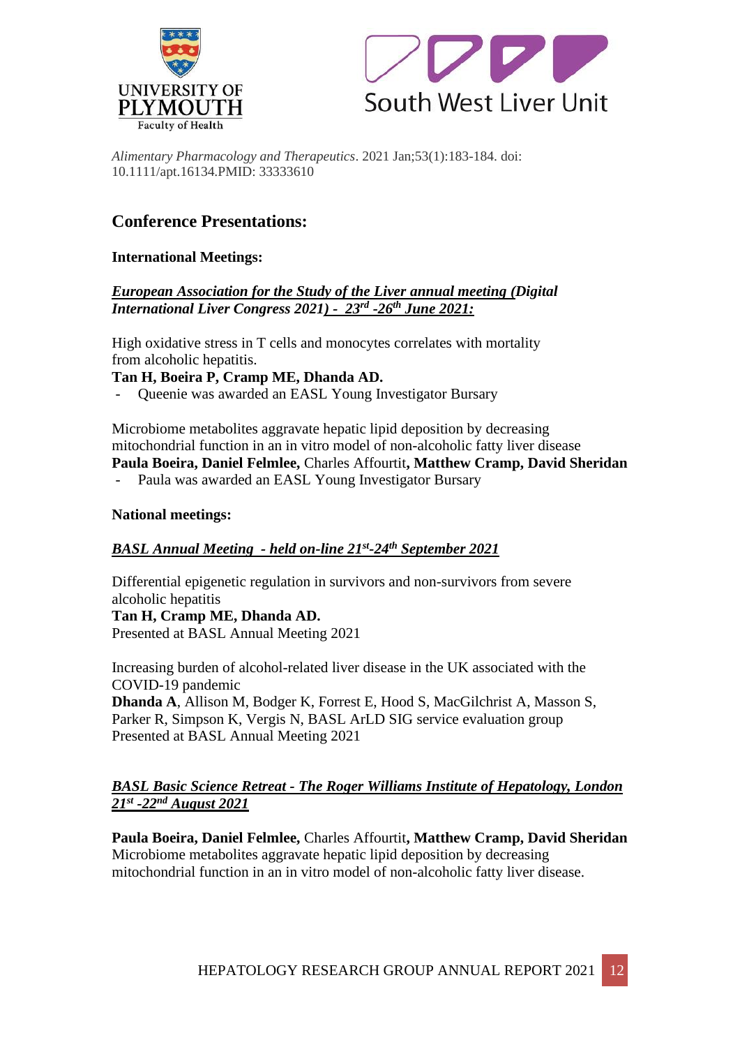*Alimentary Pharmacology and Therapeutics*. 2021 Jan;53(1):183-184. doi: 10.1111/apt.16134.PMID: 33333610

## Conference Presentations:

### International Meetings:

***European Association for the Study of the Liver annual meeting (Digital International Liver Congress 2021) - 23rd -26th June 2021:***

High oxidative stress in T cells and monocytes correlates with mortality from alcoholic hepatitis.
**Tan H, Boeira P, Cramp ME, Dhanda AD.**

- Queenie was awarded an EASL Young Investigator Bursary

Microbiome metabolites aggravate hepatic lipid deposition by decreasing mitochondrial function in an in vitro model of non-alcoholic fatty liver disease
**Paula Boeira, Daniel Felmlee,** Charles Affourtit**, Matthew Cramp, David Sheridan**

- Paula was awarded an EASL Young Investigator Bursary

### National meetings:

***BASL Annual Meeting - held on-line 21st-24th September 2021***

Differential epigenetic regulation in survivors and non-survivors from severe alcoholic hepatitis
**Tan H, Cramp ME, Dhanda AD.**
Presented at BASL Annual Meeting 2021

Increasing burden of alcohol-related liver disease in the UK associated with the COVID-19 pandemic
**Dhanda A**, Allison M, Bodger K, Forrest E, Hood S, MacGilchrist A, Masson S, Parker R, Simpson K, Vergis N, BASL ArLD SIG service evaluation group
Presented at BASL Annual Meeting 2021

***BASL Basic Science Retreat - The Roger Williams Institute of Hepatology, London 21st -22nd August 2021***

**Paula Boeira, Daniel Felmlee,** Charles Affourtit**, Matthew Cramp, David Sheridan**
Microbiome metabolites aggravate hepatic lipid deposition by decreasing mitochondrial function in an in vitro model of non-alcoholic fatty liver disease.